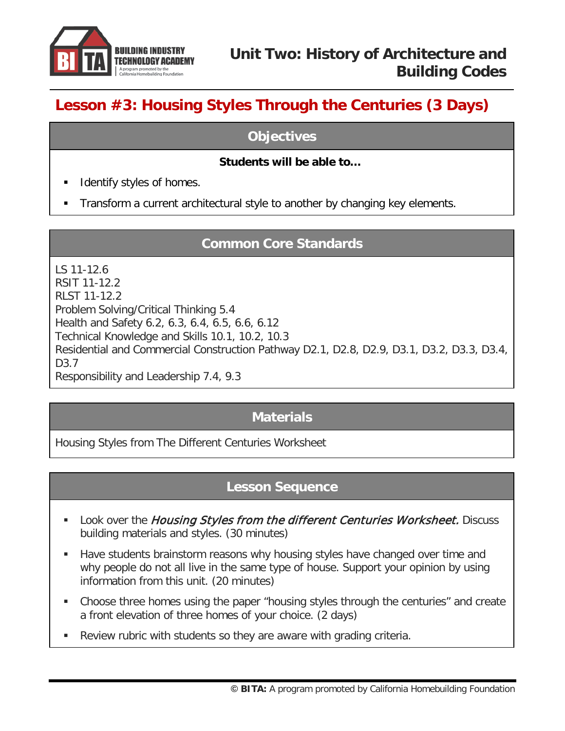# Unit Two: History of Architecture and Building Codes

## Lesson #3: Housing Styles Through the Centuries (3 Days)

### Objectives

**Students will be able to…**

- Identify styles of homes.
- Transform a current architectural style to another by changing key elements.

### Common Core Standards

LS 11-12.6
RSIT 11-12.2
RLST 11-12.2
Problem Solving/Critical Thinking 5.4
Health and Safety 6.2, 6.3, 6.4, 6.5, 6.6, 6.12
Technical Knowledge and Skills 10.1, 10.2, 10.3
Residential and Commercial Construction Pathway D2.1, D2.8, D2.9, D3.1, D3.2, D3.3, D3.4, D3.7
Responsibility and Leadership 7.4, 9.3

### Materials

Housing Styles from The Different Centuries Worksheet

### Lesson Sequence

- Look over the *Housing Styles from the different Centuries Worksheet.* Discuss building materials and styles. (30 minutes)
- Have students brainstorm reasons why housing styles have changed over time and why people do not all live in the same type of house. Support your opinion by using information from this unit. (20 minutes)
- Choose three homes using the paper "housing styles through the centuries" and create a front elevation of three homes of your choice. (2 days)
- Review rubric with students so they are aware with grading criteria.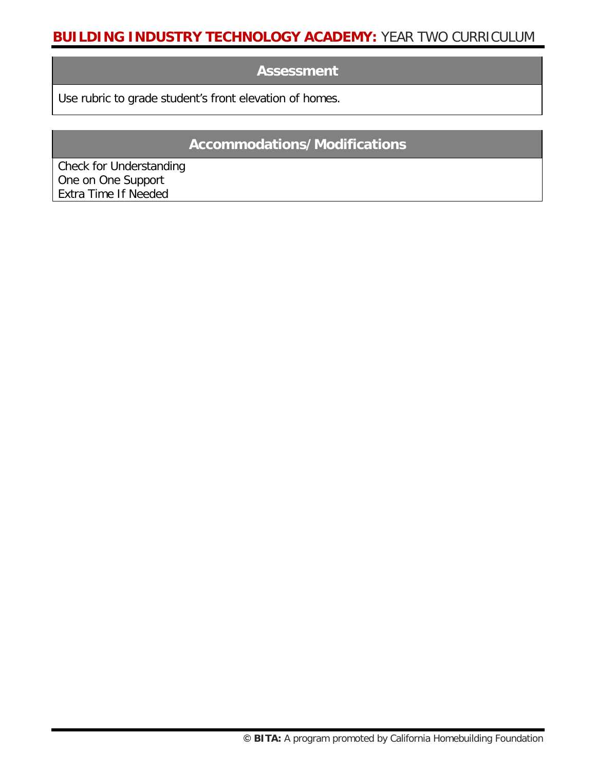## Assessment

Use rubric to grade student's front elevation of homes.

## Accommodations/Modifications

Check for Understanding
One on One Support
Extra Time If Needed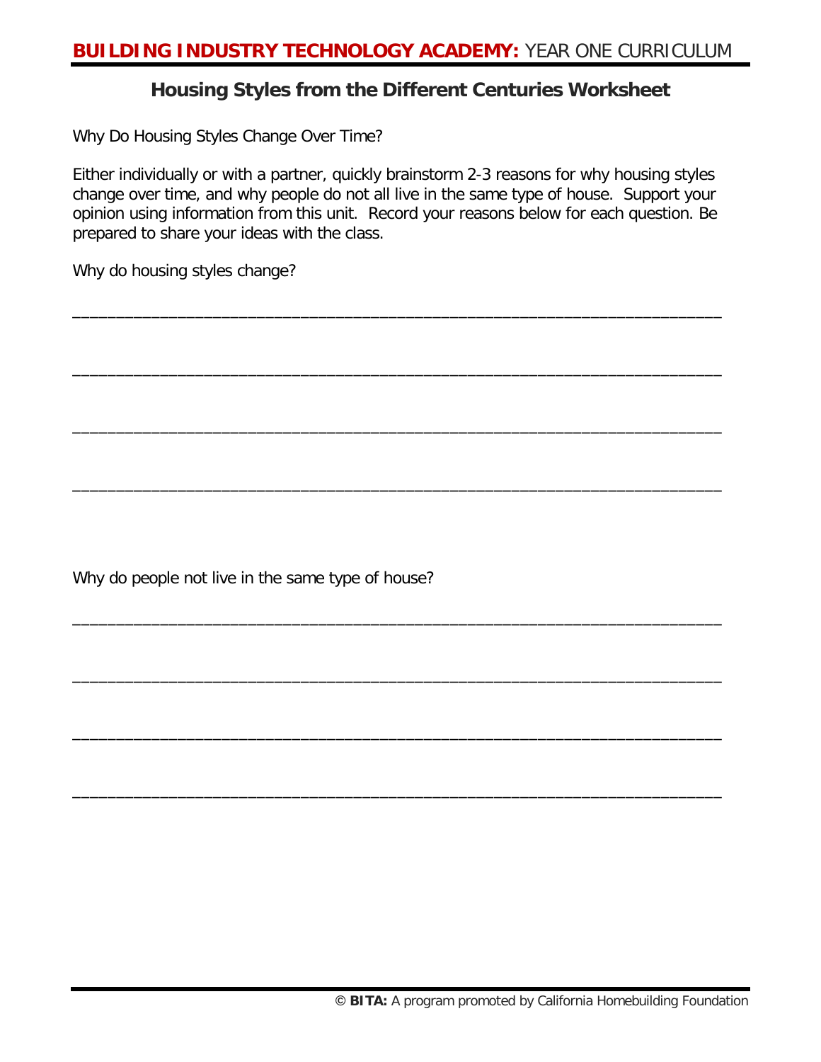## Housing Styles from the Different Centuries Worksheet

Why Do Housing Styles Change Over Time?

Either individually or with a partner, quickly brainstorm 2-3 reasons for why housing styles change over time, and why people do not all live in the same type of house. Support your opinion using information from this unit. Record your reasons below for each question. Be prepared to share your ideas with the class.

Why do housing styles change?

_______________________________________________________________________________

_______________________________________________________________________________

_______________________________________________________________________________

_______________________________________________________________________________

Why do people not live in the same type of house?

_______________________________________________________________________________

_______________________________________________________________________________

_______________________________________________________________________________

_______________________________________________________________________________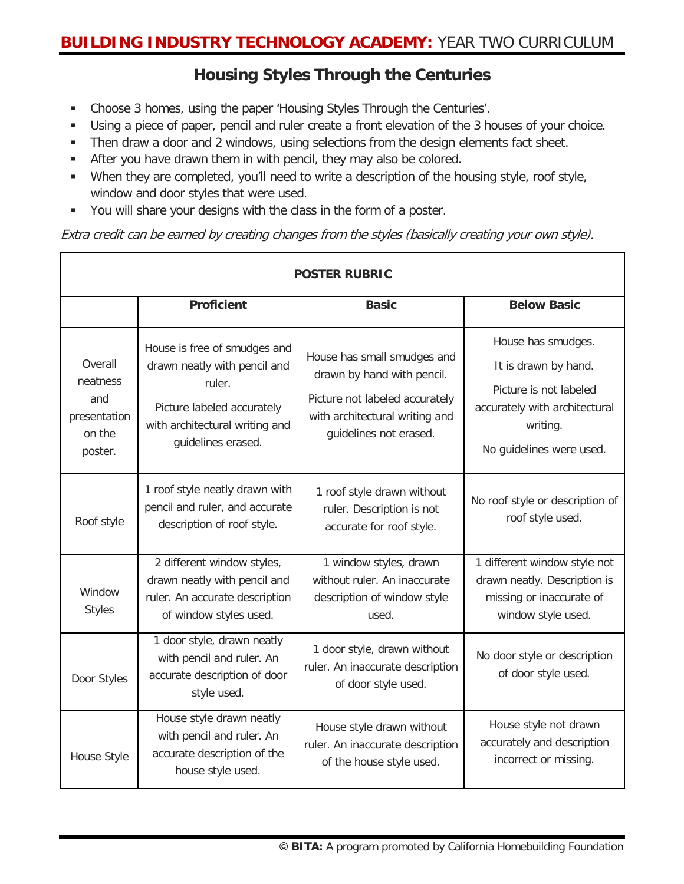# Housing Styles Through the Centuries

- Choose 3 homes, using the paper 'Housing Styles Through the Centuries'.
- Using a piece of paper, pencil and ruler create a front elevation of the 3 houses of your choice.
- Then draw a door and 2 windows, using selections from the design elements fact sheet.
- After you have drawn them in with pencil, they may also be colored.
- When they are completed, you'll need to write a description of the housing style, roof style, window and door styles that were used.
- You will share your designs with the class in the form of a poster.

*Extra credit can be earned by creating changes from the styles (basically creating your own style).*

**POSTER RUBRIC**

| | Proficient | Basic | Below Basic |
|---|---|---|---|
| Overall neatness and presentation on the poster. | House is free of smudges and drawn neatly with pencil and ruler. Picture labeled accurately with architectural writing and guidelines erased. | House has small smudges and drawn by hand with pencil. Picture not labeled accurately with architectural writing and guidelines not erased. | House has smudges. It is drawn by hand. Picture is not labeled accurately with architectural writing. No guidelines were used. |
| Roof style | 1 roof style neatly drawn with pencil and ruler, and accurate description of roof style. | 1 roof style drawn without ruler. Description is not accurate for roof style. | No roof style or description of roof style used. |
| Window Styles | 2 different window styles, drawn neatly with pencil and ruler. An accurate description of window styles used. | 1 window styles, drawn without ruler. An inaccurate description of window style used. | 1 different window style not drawn neatly. Description is missing or inaccurate of window style used. |
| Door Styles | 1 door style, drawn neatly with pencil and ruler. An accurate description of door style used. | 1 door style, drawn without ruler. An inaccurate description of door style used. | No door style or description of door style used. |
| House Style | House style drawn neatly with pencil and ruler. An accurate description of the house style used. | House style drawn without ruler. An inaccurate description of the house style used. | House style not drawn accurately and description incorrect or missing. |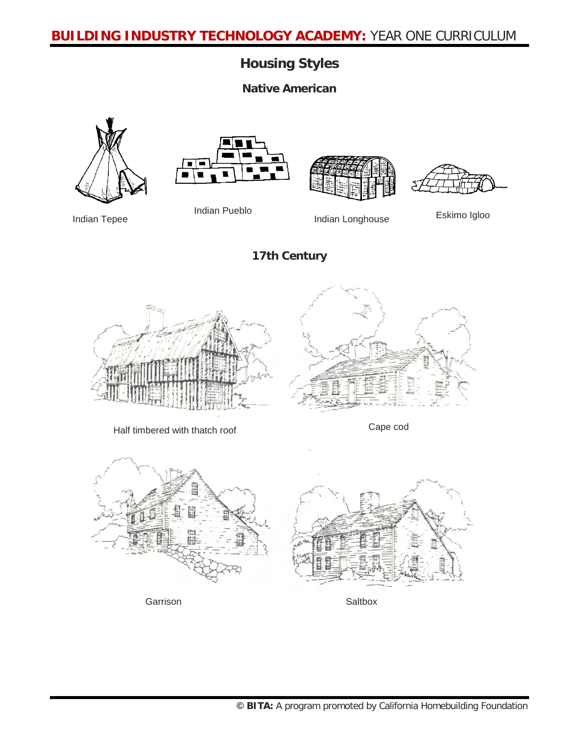# Housing Styles

## Native American

Indian Tepee

Indian Pueblo

Indian Longhouse

Eskimo Igloo

## 17th Century

Half timbered with thatch roof

Cape cod

Garrison

Saltbox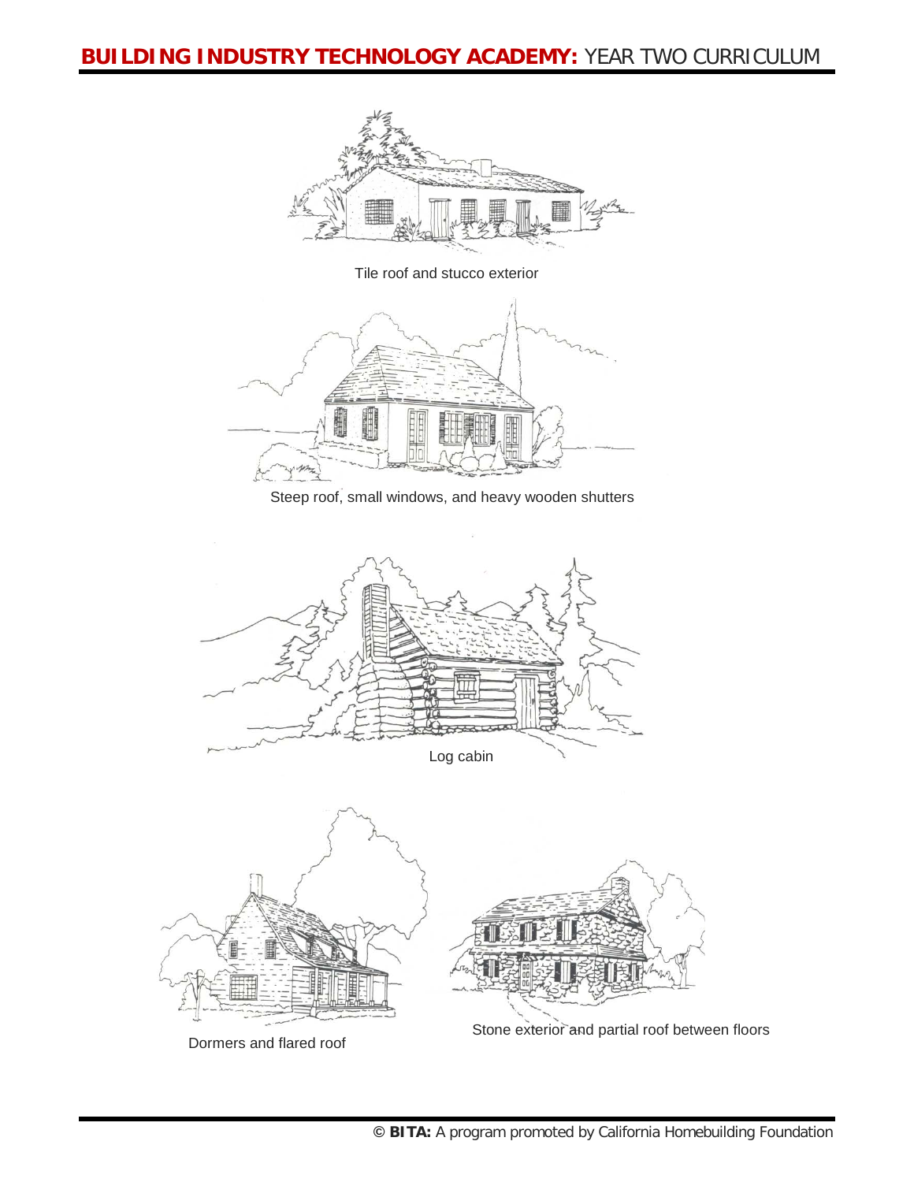Tile roof and stucco exterior

Steep roof, small windows, and heavy wooden shutters

Log cabin

Dormers and flared roof

Stone exterior and partial roof between floors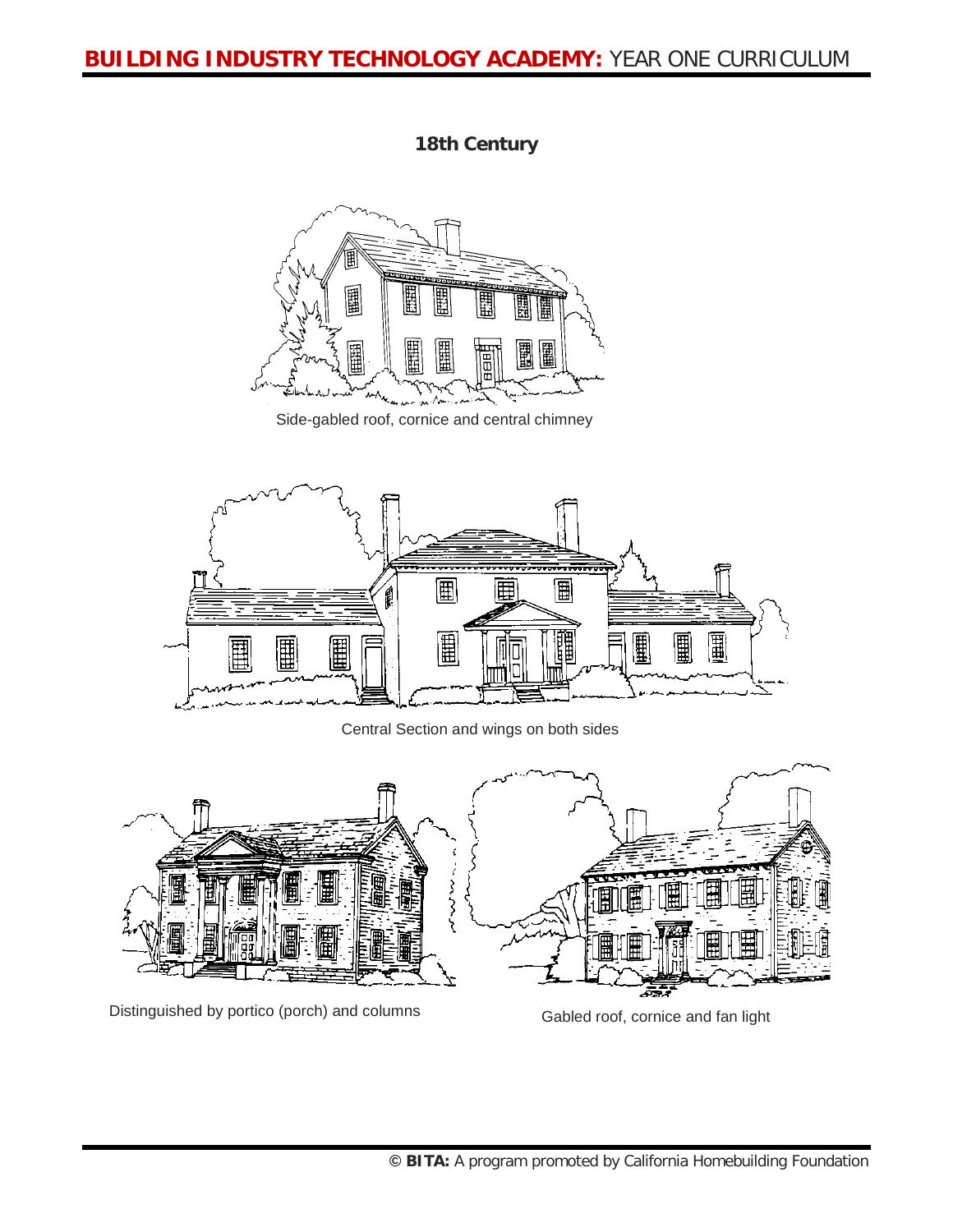## 18th Century

Side-gabled roof, cornice and central chimney

Central Section and wings on both sides

Distinguished by portico (porch) and columns

Gabled roof, cornice and fan light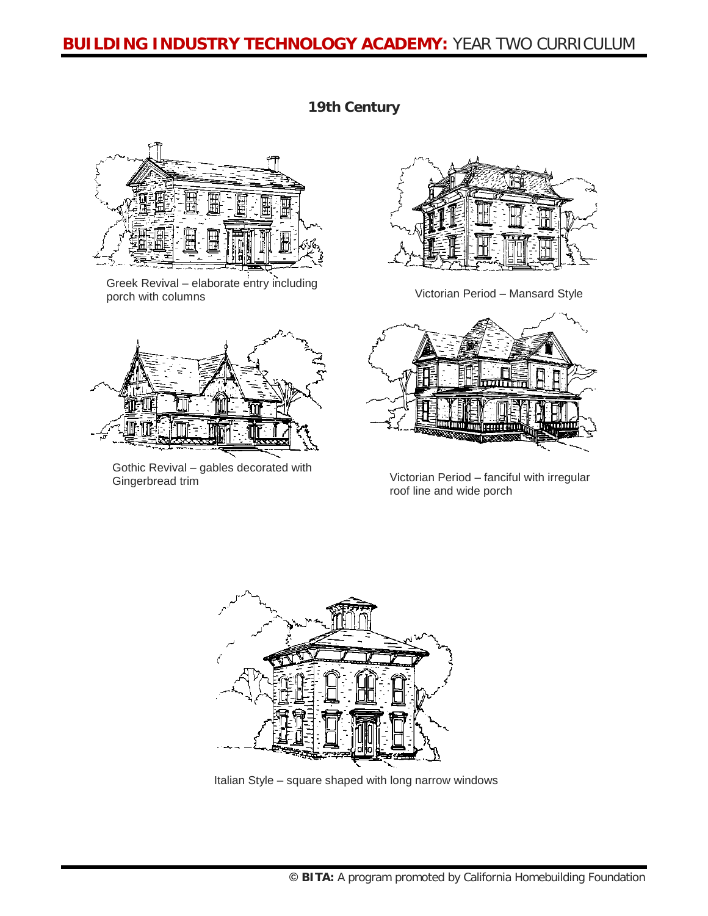## 19th Century

Greek Revival – elaborate entry including porch with columns

Victorian Period – Mansard Style

Gothic Revival – gables decorated with Gingerbread trim

Victorian Period – fanciful with irregular roof line and wide porch

Italian Style – square shaped with long narrow windows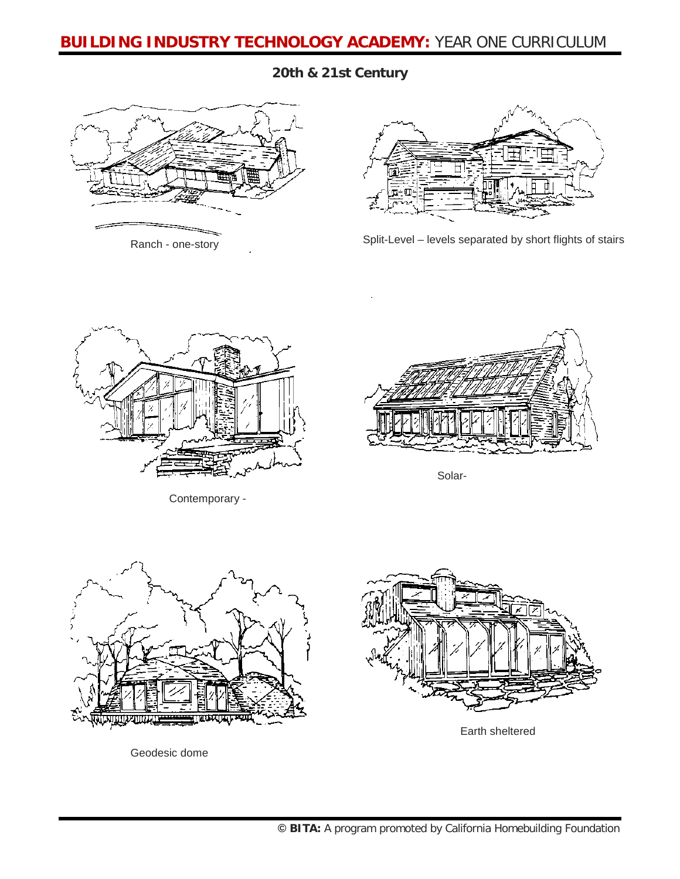## 20th & 21st Century

Ranch - one-story

Split-Level – levels separated by short flights of stairs

Contemporary -

Solar-

Geodesic dome

Earth sheltered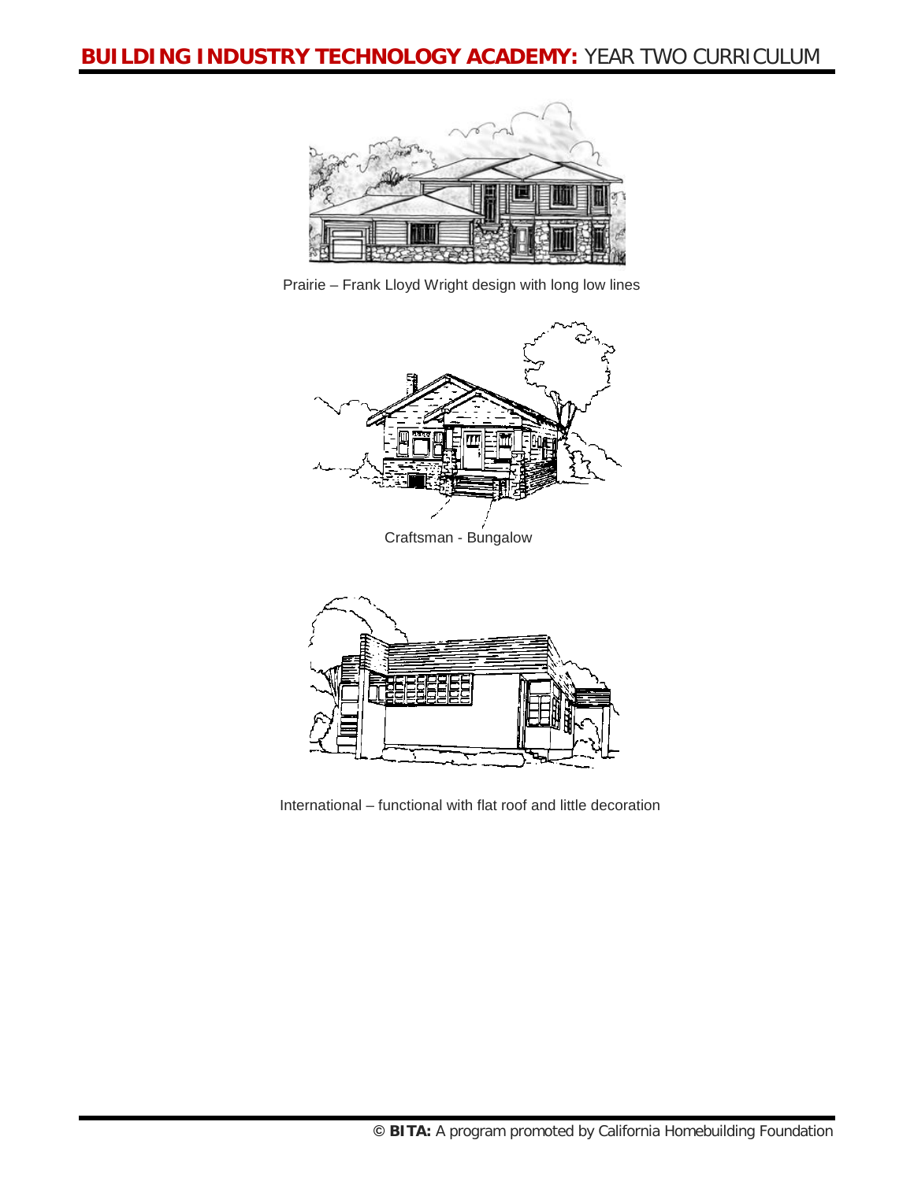Prairie – Frank Lloyd Wright design with long low lines

Craftsman - Bungalow

International – functional with flat roof and little decoration